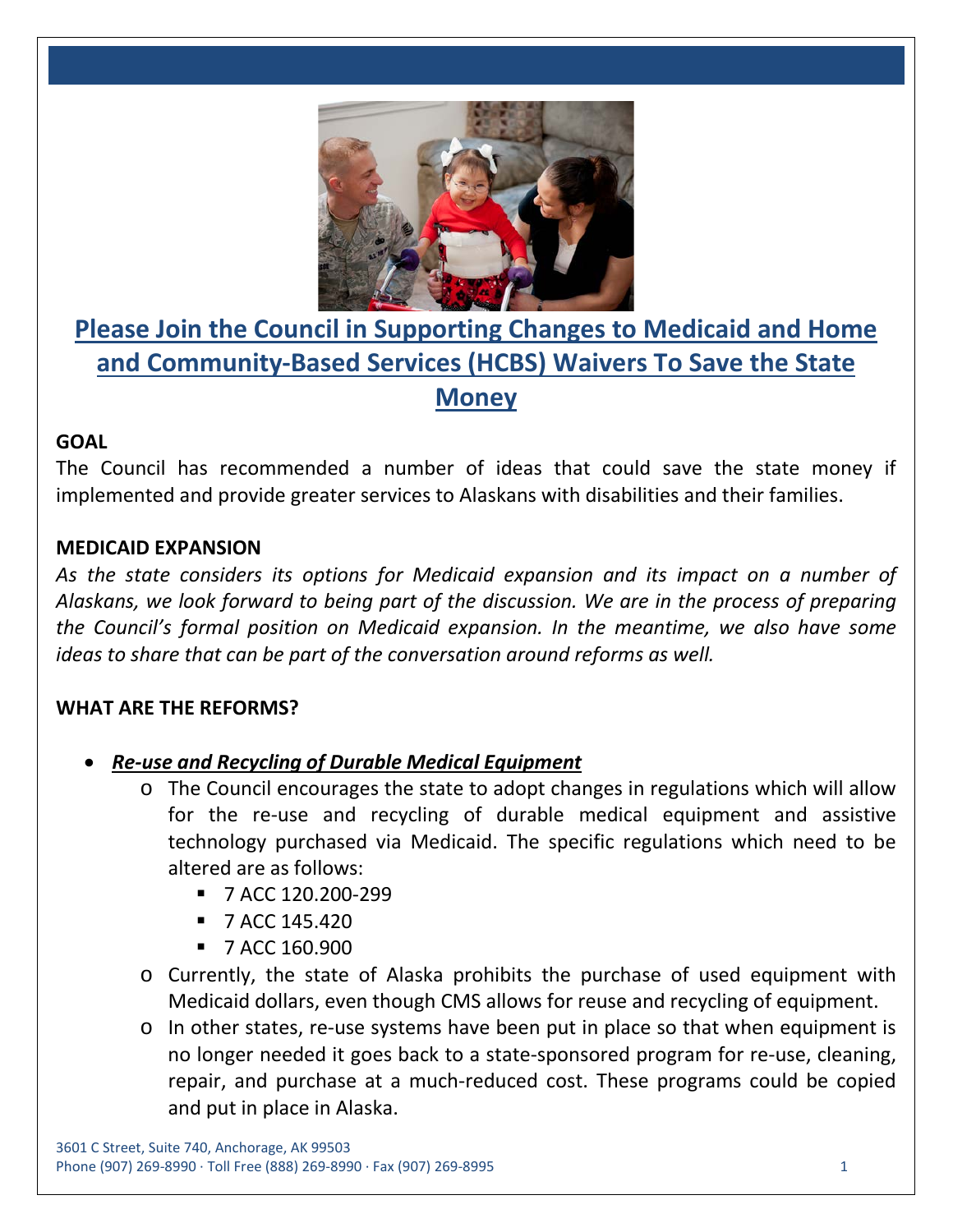# Please Join the Council in Supporting Changes to Medicaid and Home and Community-Based Services (HCBS) Waivers To Save the State Money

**GOAL**

The Council has recommended a number of ideas that could save the state money if implemented and provide greater services to Alaskans with disabilities and their families.

**MEDICAID EXPANSION**

*As the state considers its options for Medicaid expansion and its impact on a number of Alaskans, we look forward to being part of the discussion. We are in the process of preparing the Council's formal position on Medicaid expansion. In the meantime, we also have some ideas to share that can be part of the conversation around reforms as well.*

**WHAT ARE THE REFORMS?**

- ***Re-use and Recycling of Durable Medical Equipment***
  - The Council encourages the state to adopt changes in regulations which will allow for the re-use and recycling of durable medical equipment and assistive technology purchased via Medicaid. The specific regulations which need to be altered are as follows:
    - 7 ACC 120.200-299
    - 7 ACC 145.420
    - 7 ACC 160.900
  - Currently, the state of Alaska prohibits the purchase of used equipment with Medicaid dollars, even though CMS allows for reuse and recycling of equipment.
  - In other states, re-use systems have been put in place so that when equipment is no longer needed it goes back to a state-sponsored program for re-use, cleaning, repair, and purchase at a much-reduced cost. These programs could be copied and put in place in Alaska.

3601 C Street, Suite 740, Anchorage, AK 99503
Phone (907) 269-8990 · Toll Free (888) 269-8990 · Fax (907) 269-8995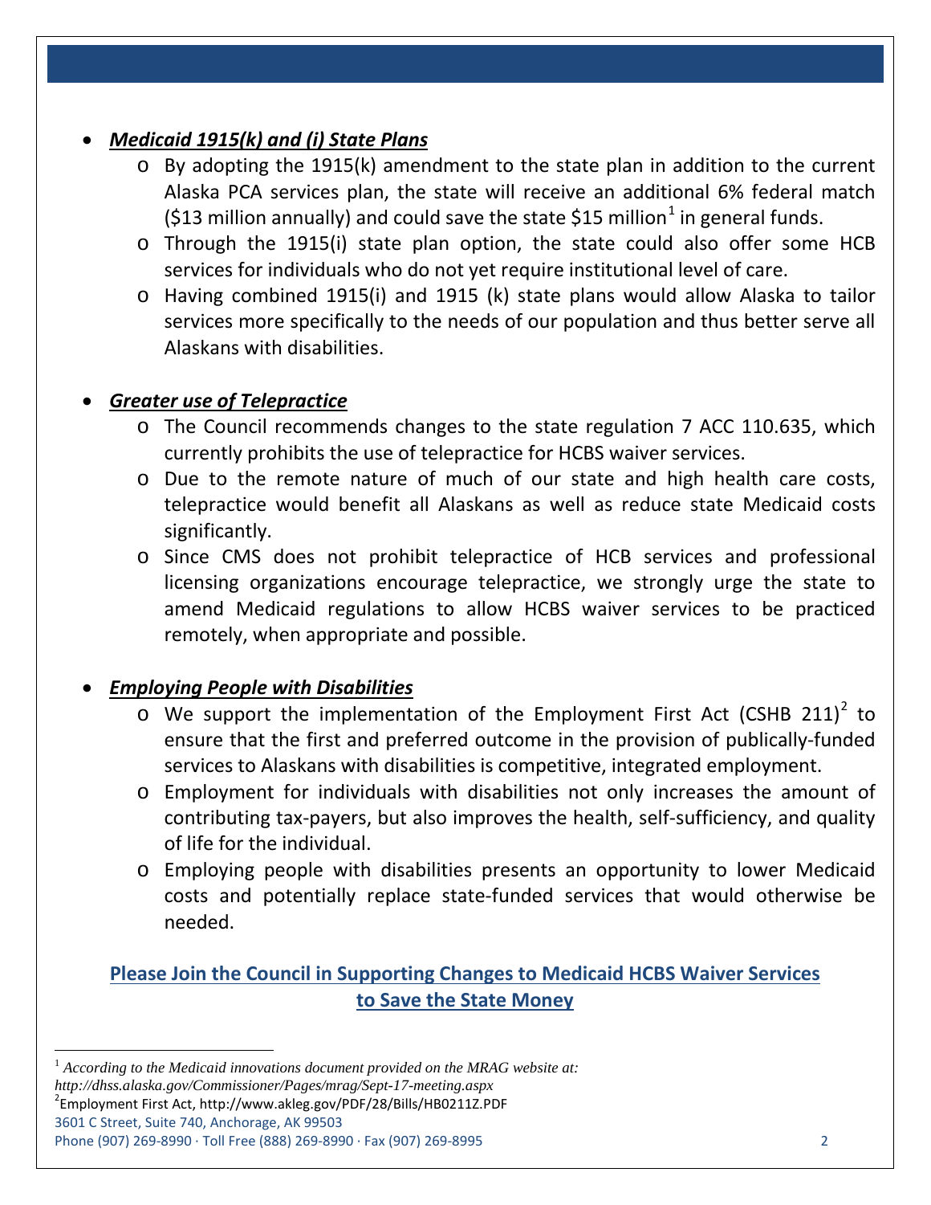- ***Medicaid 1915(k) and (i) State Plans***
  - By adopting the 1915(k) amendment to the state plan in addition to the current Alaska PCA services plan, the state will receive an additional 6% federal match ($13 million annually) and could save the state $15 million[1] in general funds.
  - Through the 1915(i) state plan option, the state could also offer some HCB services for individuals who do not yet require institutional level of care.
  - Having combined 1915(i) and 1915 (k) state plans would allow Alaska to tailor services more specifically to the needs of our population and thus better serve all Alaskans with disabilities.

- ***Greater use of Telepractice***
  - The Council recommends changes to the state regulation 7 ACC 110.635, which currently prohibits the use of telepractice for HCBS waiver services.
  - Due to the remote nature of much of our state and high health care costs, telepractice would benefit all Alaskans as well as reduce state Medicaid costs significantly.
  - Since CMS does not prohibit telepractice of HCB services and professional licensing organizations encourage telepractice, we strongly urge the state to amend Medicaid regulations to allow HCBS waiver services to be practiced remotely, when appropriate and possible.

- ***Employing People with Disabilities***
  - We support the implementation of the Employment First Act (CSHB 211)[2] to ensure that the first and preferred outcome in the provision of publically-funded services to Alaskans with disabilities is competitive, integrated employment.
  - Employment for individuals with disabilities not only increases the amount of contributing tax-payers, but also improves the health, self-sufficiency, and quality of life for the individual.
  - Employing people with disabilities presents an opportunity to lower Medicaid costs and potentially replace state-funded services that would otherwise be needed.

**Please Join the Council in Supporting Changes to Medicaid HCBS Waiver Services to Save the State Money**

[1] *According to the Medicaid innovations document provided on the MRAG website at: http://dhss.alaska.gov/Commissioner/Pages/mrag/Sept-17-meeting.aspx*

[2] Employment First Act, http://www.akleg.gov/PDF/28/Bills/HB0211Z.PDF

3601 C Street, Suite 740, Anchorage, AK 99503

Phone (907) 269-8990 · Toll Free (888) 269-8990 · Fax (907) 269-8995